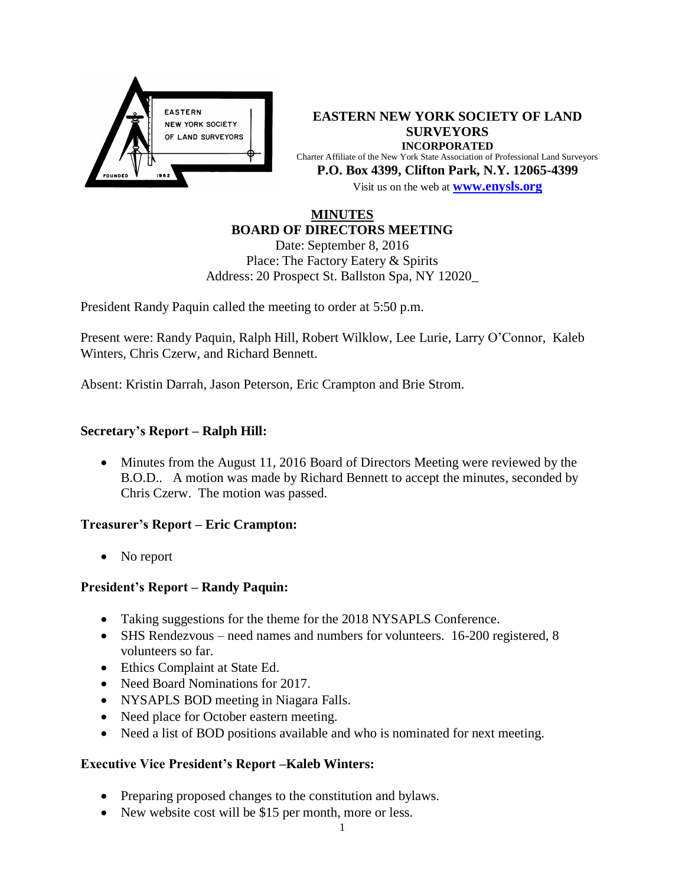**EASTERN NEW YORK SOCIETY OF LAND SURVEYORS**
**INCORPORATED**
Charter Affiliate of the New York State Association of Professional Land Surveyors
**P.O. Box 4399, Clifton Park, N.Y. 12065-4399**
Visit us on the web at **www.enysls.org**

# MINUTES
## BOARD OF DIRECTORS MEETING

Date: September 8, 2016
Place: The Factory Eatery & Spirits
Address: 20 Prospect St. Ballston Spa, NY 12020_

President Randy Paquin called the meeting to order at 5:50 p.m.

Present were: Randy Paquin, Ralph Hill, Robert Wilklow, Lee Lurie, Larry O'Connor, Kaleb Winters, Chris Czerw, and Richard Bennett.

Absent: Kristin Darrah, Jason Peterson, Eric Crampton and Brie Strom.

### Secretary's Report – Ralph Hill:

- Minutes from the August 11, 2016 Board of Directors Meeting were reviewed by the B.O.D.. A motion was made by Richard Bennett to accept the minutes, seconded by Chris Czerw. The motion was passed.

### Treasurer's Report – Eric Crampton:

- No report

### President's Report – Randy Paquin:

- Taking suggestions for the theme for the 2018 NYSAPLS Conference.
- SHS Rendezvous – need names and numbers for volunteers. 16-200 registered, 8 volunteers so far.
- Ethics Complaint at State Ed.
- Need Board Nominations for 2017.
- NYSAPLS BOD meeting in Niagara Falls.
- Need place for October eastern meeting.
- Need a list of BOD positions available and who is nominated for next meeting.

### Executive Vice President's Report –Kaleb Winters:

- Preparing proposed changes to the constitution and bylaws.
- New website cost will be $15 per month, more or less.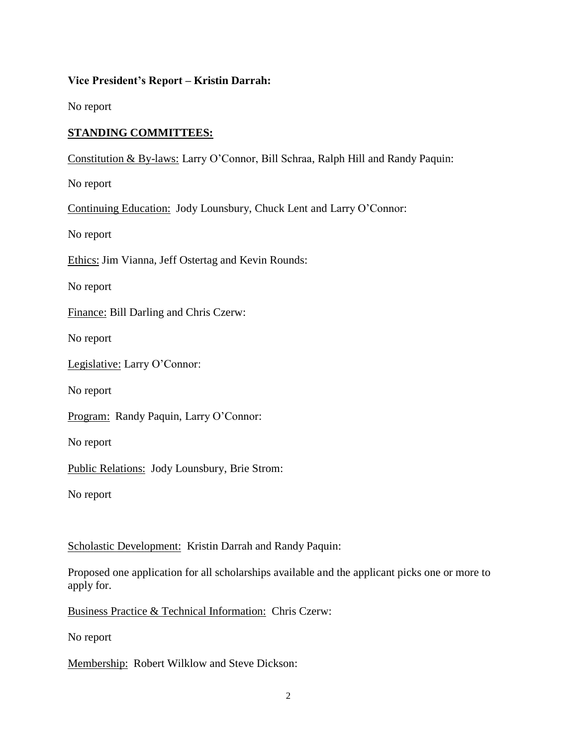**Vice President's Report – Kristin Darrah:**

No report

**STANDING COMMITTEES:**

Constitution & By-laws: Larry O'Connor, Bill Schraa, Ralph Hill and Randy Paquin:

No report

Continuing Education: Jody Lounsbury, Chuck Lent and Larry O'Connor:

No report

Ethics: Jim Vianna, Jeff Ostertag and Kevin Rounds:

No report

Finance: Bill Darling and Chris Czerw:

No report

Legislative: Larry O'Connor:

No report

Program: Randy Paquin, Larry O'Connor:

No report

Public Relations: Jody Lounsbury, Brie Strom:

No report

Scholastic Development: Kristin Darrah and Randy Paquin:

Proposed one application for all scholarships available and the applicant picks one or more to apply for.

Business Practice & Technical Information: Chris Czerw:

No report

Membership: Robert Wilklow and Steve Dickson: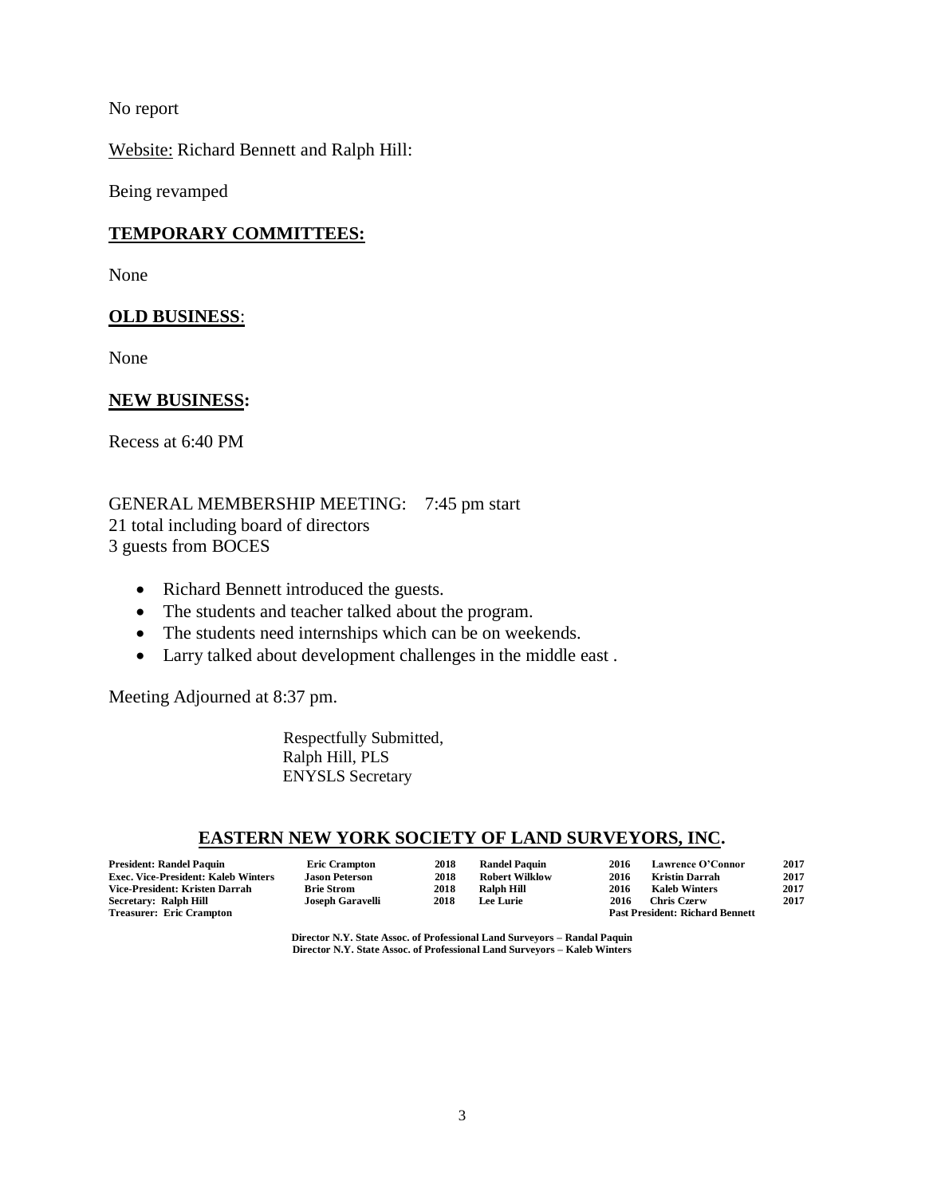No report

Website: Richard Bennett and Ralph Hill:

Being revamped

## TEMPORARY COMMITTEES:

None

## OLD BUSINESS:

None

## NEW BUSINESS:

Recess at 6:40 PM

GENERAL MEMBERSHIP MEETING: 7:45 pm start
21 total including board of directors
3 guests from BOCES

- Richard Bennett introduced the guests.
- The students and teacher talked about the program.
- The students need internships which can be on weekends.
- Larry talked about development challenges in the middle east .

Meeting Adjourned at 8:37 pm.

Respectfully Submitted,
Ralph Hill, PLS
ENYSLS Secretary

## EASTERN NEW YORK SOCIETY OF LAND SURVEYORS, INC.

| | | | | | | |
|---|---|---|---|---|---|---|
| **President: Randel Paquin** | **Eric Crampton** | **2018** | **Randel Paquin** | **2016** | **Lawrence O'Connor** | **2017** |
| **Exec. Vice-President: Kaleb Winters** | **Jason Peterson** | **2018** | **Robert Wilklow** | **2016** | **Kristin Darrah** | **2017** |
| **Vice-President: Kristen Darrah** | **Brie Strom** | **2018** | **Ralph Hill** | **2016** | **Kaleb Winters** | **2017** |
| **Secretary: Ralph Hill** | **Joseph Garavelli** | **2018** | **Lee Lurie** | **2016** | **Chris Czerw** | **2017** |
| **Treasurer: Eric Crampton** | | | | **Past President: Richard Bennett** | | |

**Director N.Y. State Assoc. of Professional Land Surveyors – Randal Paquin**
**Director N.Y. State Assoc. of Professional Land Surveyors – Kaleb Winters**